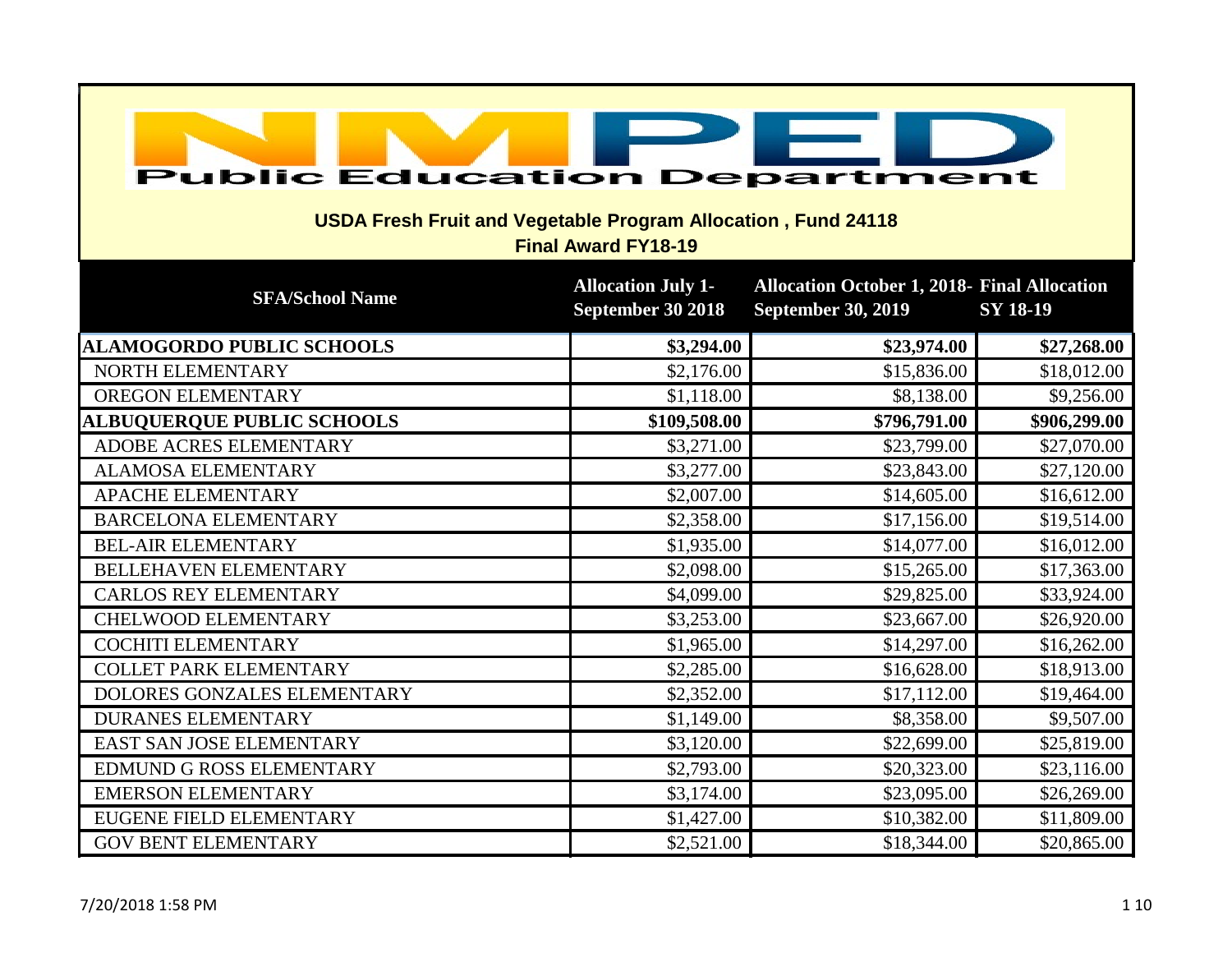# NMPED Public Education Department

## USDA Fresh Fruit and Vegetable Program Allocation , Fund 24118

### Final Award FY18-19

| SFA/School Name | Allocation July 1-September 30 2018 | Allocation October 1, 2018-September 30, 2019 | Final Allocation SY 18-19 |
|---|---|---|---|
| **ALAMOGORDO PUBLIC SCHOOLS** | **$3,294.00** | **$23,974.00** | **$27,268.00** |
| NORTH ELEMENTARY | $2,176.00 | $15,836.00 | $18,012.00 |
| OREGON ELEMENTARY | $1,118.00 | $8,138.00 | $9,256.00 |
| **ALBUQUERQUE PUBLIC SCHOOLS** | **$109,508.00** | **$796,791.00** | **$906,299.00** |
| ADOBE ACRES ELEMENTARY | $3,271.00 | $23,799.00 | $27,070.00 |
| ALAMOSA ELEMENTARY | $3,277.00 | $23,843.00 | $27,120.00 |
| APACHE ELEMENTARY | $2,007.00 | $14,605.00 | $16,612.00 |
| BARCELONA ELEMENTARY | $2,358.00 | $17,156.00 | $19,514.00 |
| BEL-AIR ELEMENTARY | $1,935.00 | $14,077.00 | $16,012.00 |
| BELLEHAVEN ELEMENTARY | $2,098.00 | $15,265.00 | $17,363.00 |
| CARLOS REY ELEMENTARY | $4,099.00 | $29,825.00 | $33,924.00 |
| CHELWOOD ELEMENTARY | $3,253.00 | $23,667.00 | $26,920.00 |
| COCHITI ELEMENTARY | $1,965.00 | $14,297.00 | $16,262.00 |
| COLLET PARK ELEMENTARY | $2,285.00 | $16,628.00 | $18,913.00 |
| DOLORES GONZALES ELEMENTARY | $2,352.00 | $17,112.00 | $19,464.00 |
| DURANES ELEMENTARY | $1,149.00 | $8,358.00 | $9,507.00 |
| EAST SAN JOSE ELEMENTARY | $3,120.00 | $22,699.00 | $25,819.00 |
| EDMUND G ROSS ELEMENTARY | $2,793.00 | $20,323.00 | $23,116.00 |
| EMERSON ELEMENTARY | $3,174.00 | $23,095.00 | $26,269.00 |
| EUGENE FIELD ELEMENTARY | $1,427.00 | $10,382.00 | $11,809.00 |
| GOV BENT ELEMENTARY | $2,521.00 | $18,344.00 | $20,865.00 |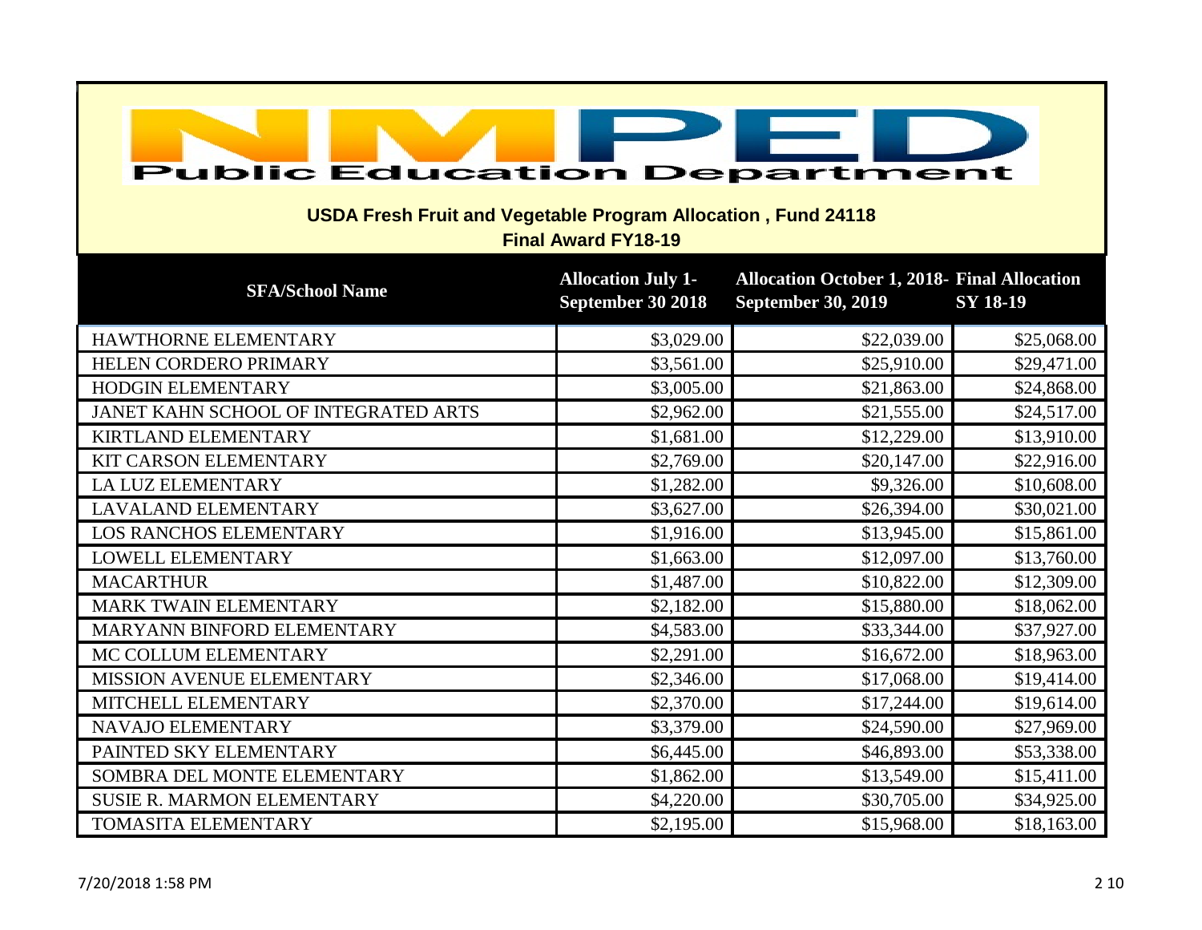# Public Education Department

## USDA Fresh Fruit and Vegetable Program Allocation , Fund 24118

### Final Award FY18-19

| SFA/School Name | Allocation July 1- September 30 2018 | Allocation October 1, 2018- September 30, 2019 | Final Allocation SY 18-19 |
|---|---|---|---|
| HAWTHORNE ELEMENTARY | $3,029.00 | $22,039.00 | $25,068.00 |
| HELEN CORDERO PRIMARY | $3,561.00 | $25,910.00 | $29,471.00 |
| HODGIN ELEMENTARY | $3,005.00 | $21,863.00 | $24,868.00 |
| JANET KAHN SCHOOL OF INTEGRATED ARTS | $2,962.00 | $21,555.00 | $24,517.00 |
| KIRTLAND ELEMENTARY | $1,681.00 | $12,229.00 | $13,910.00 |
| KIT CARSON ELEMENTARY | $2,769.00 | $20,147.00 | $22,916.00 |
| LA LUZ ELEMENTARY | $1,282.00 | $9,326.00 | $10,608.00 |
| LAVALAND ELEMENTARY | $3,627.00 | $26,394.00 | $30,021.00 |
| LOS RANCHOS ELEMENTARY | $1,916.00 | $13,945.00 | $15,861.00 |
| LOWELL ELEMENTARY | $1,663.00 | $12,097.00 | $13,760.00 |
| MACARTHUR | $1,487.00 | $10,822.00 | $12,309.00 |
| MARK TWAIN ELEMENTARY | $2,182.00 | $15,880.00 | $18,062.00 |
| MARYANN BINFORD ELEMENTARY | $4,583.00 | $33,344.00 | $37,927.00 |
| MC COLLUM ELEMENTARY | $2,291.00 | $16,672.00 | $18,963.00 |
| MISSION AVENUE ELEMENTARY | $2,346.00 | $17,068.00 | $19,414.00 |
| MITCHELL ELEMENTARY | $2,370.00 | $17,244.00 | $19,614.00 |
| NAVAJO ELEMENTARY | $3,379.00 | $24,590.00 | $27,969.00 |
| PAINTED SKY ELEMENTARY | $6,445.00 | $46,893.00 | $53,338.00 |
| SOMBRA DEL MONTE ELEMENTARY | $1,862.00 | $13,549.00 | $15,411.00 |
| SUSIE R. MARMON ELEMENTARY | $4,220.00 | $30,705.00 | $34,925.00 |
| TOMASITA ELEMENTARY | $2,195.00 | $15,968.00 | $18,163.00 |

7/20/2018 1:58 PM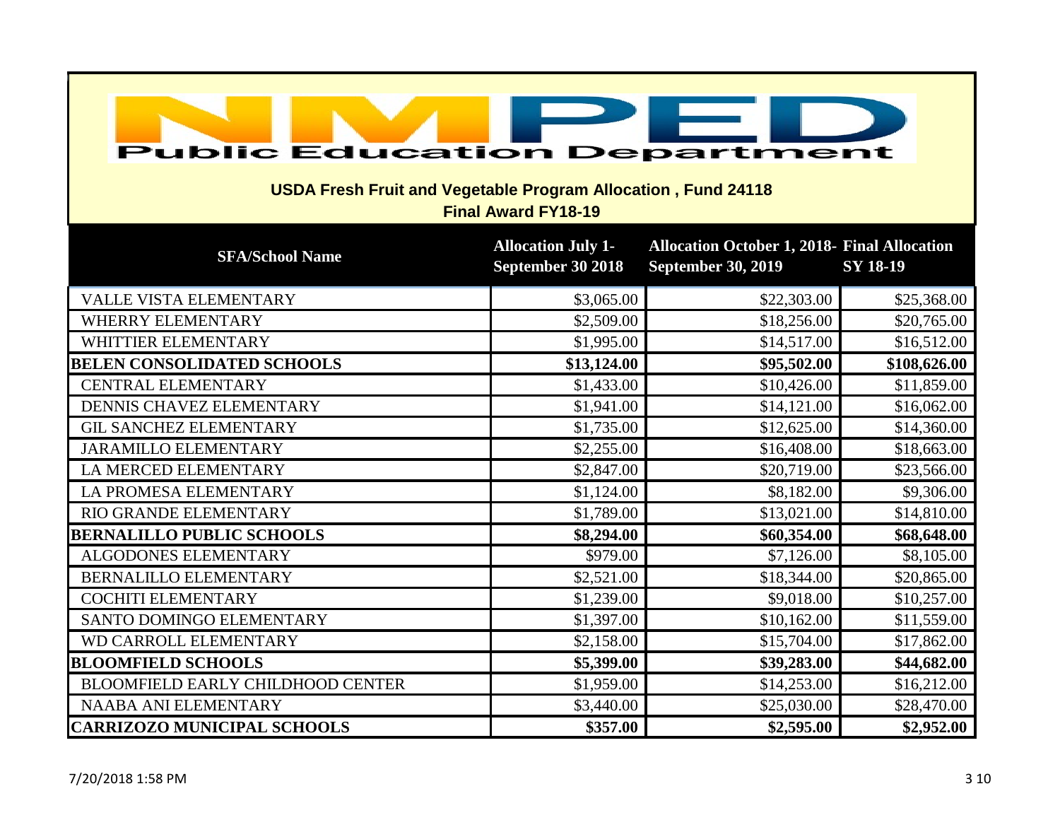Public Education Department

## USDA Fresh Fruit and Vegetable Program Allocation , Fund 24118

### Final Award FY18-19

| SFA/School Name | Allocation July 1- September 30 2018 | Allocation October 1, 2018- September 30, 2019 | Final Allocation SY 18-19 |
|---|---|---|---|
| VALLE VISTA ELEMENTARY | $3,065.00 | $22,303.00 | $25,368.00 |
| WHERRY ELEMENTARY | $2,509.00 | $18,256.00 | $20,765.00 |
| WHITTIER ELEMENTARY | $1,995.00 | $14,517.00 | $16,512.00 |
| **BELEN CONSOLIDATED SCHOOLS** | **$13,124.00** | **$95,502.00** | **$108,626.00** |
| CENTRAL ELEMENTARY | $1,433.00 | $10,426.00 | $11,859.00 |
| DENNIS CHAVEZ ELEMENTARY | $1,941.00 | $14,121.00 | $16,062.00 |
| GIL SANCHEZ ELEMENTARY | $1,735.00 | $12,625.00 | $14,360.00 |
| JARAMILLO ELEMENTARY | $2,255.00 | $16,408.00 | $18,663.00 |
| LA MERCED ELEMENTARY | $2,847.00 | $20,719.00 | $23,566.00 |
| LA PROMESA ELEMENTARY | $1,124.00 | $8,182.00 | $9,306.00 |
| RIO GRANDE ELEMENTARY | $1,789.00 | $13,021.00 | $14,810.00 |
| **BERNALILLO PUBLIC SCHOOLS** | **$8,294.00** | **$60,354.00** | **$68,648.00** |
| ALGODONES ELEMENTARY | $979.00 | $7,126.00 | $8,105.00 |
| BERNALILLO ELEMENTARY | $2,521.00 | $18,344.00 | $20,865.00 |
| COCHITI ELEMENTARY | $1,239.00 | $9,018.00 | $10,257.00 |
| SANTO DOMINGO ELEMENTARY | $1,397.00 | $10,162.00 | $11,559.00 |
| WD CARROLL ELEMENTARY | $2,158.00 | $15,704.00 | $17,862.00 |
| **BLOOMFIELD SCHOOLS** | **$5,399.00** | **$39,283.00** | **$44,682.00** |
| BLOOMFIELD EARLY CHILDHOOD CENTER | $1,959.00 | $14,253.00 | $16,212.00 |
| NAABA ANI ELEMENTARY | $3,440.00 | $25,030.00 | $28,470.00 |
| **CARRIZOZO MUNICIPAL SCHOOLS** | **$357.00** | **$2,595.00** | **$2,952.00** |

7/20/2018 1:58 PM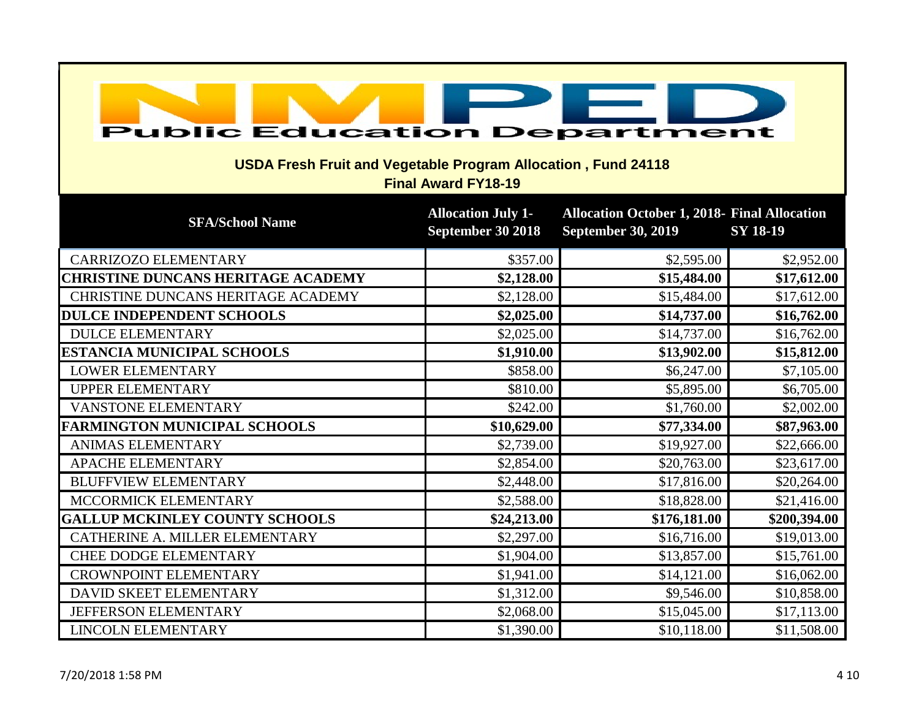# Public Education Department

## USDA Fresh Fruit and Vegetable Program Allocation , Fund 24118

### Final Award FY18-19

| SFA/School Name | Allocation July 1-September 30 2018 | Allocation October 1, 2018-September 30, 2019 | Final Allocation SY 18-19 |
|---|---|---|---|
| CARRIZOZO ELEMENTARY | $357.00 | $2,595.00 | $2,952.00 |
| **CHRISTINE DUNCANS HERITAGE ACADEMY** | **$2,128.00** | **$15,484.00** | **$17,612.00** |
| CHRISTINE DUNCANS HERITAGE ACADEMY | $2,128.00 | $15,484.00 | $17,612.00 |
| **DULCE INDEPENDENT SCHOOLS** | **$2,025.00** | **$14,737.00** | **$16,762.00** |
| DULCE ELEMENTARY | $2,025.00 | $14,737.00 | $16,762.00 |
| **ESTANCIA MUNICIPAL SCHOOLS** | **$1,910.00** | **$13,902.00** | **$15,812.00** |
| LOWER ELEMENTARY | $858.00 | $6,247.00 | $7,105.00 |
| UPPER ELEMENTARY | $810.00 | $5,895.00 | $6,705.00 |
| VANSTONE ELEMENTARY | $242.00 | $1,760.00 | $2,002.00 |
| **FARMINGTON MUNICIPAL SCHOOLS** | **$10,629.00** | **$77,334.00** | **$87,963.00** |
| ANIMAS ELEMENTARY | $2,739.00 | $19,927.00 | $22,666.00 |
| APACHE ELEMENTARY | $2,854.00 | $20,763.00 | $23,617.00 |
| BLUFFVIEW ELEMENTARY | $2,448.00 | $17,816.00 | $20,264.00 |
| MCCORMICK ELEMENTARY | $2,588.00 | $18,828.00 | $21,416.00 |
| **GALLUP MCKINLEY COUNTY SCHOOLS** | **$24,213.00** | **$176,181.00** | **$200,394.00** |
| CATHERINE A. MILLER ELEMENTARY | $2,297.00 | $16,716.00 | $19,013.00 |
| CHEE DODGE ELEMENTARY | $1,904.00 | $13,857.00 | $15,761.00 |
| CROWNPOINT ELEMENTARY | $1,941.00 | $14,121.00 | $16,062.00 |
| DAVID SKEET ELEMENTARY | $1,312.00 | $9,546.00 | $10,858.00 |
| JEFFERSON ELEMENTARY | $2,068.00 | $15,045.00 | $17,113.00 |
| LINCOLN ELEMENTARY | $1,390.00 | $10,118.00 | $11,508.00 |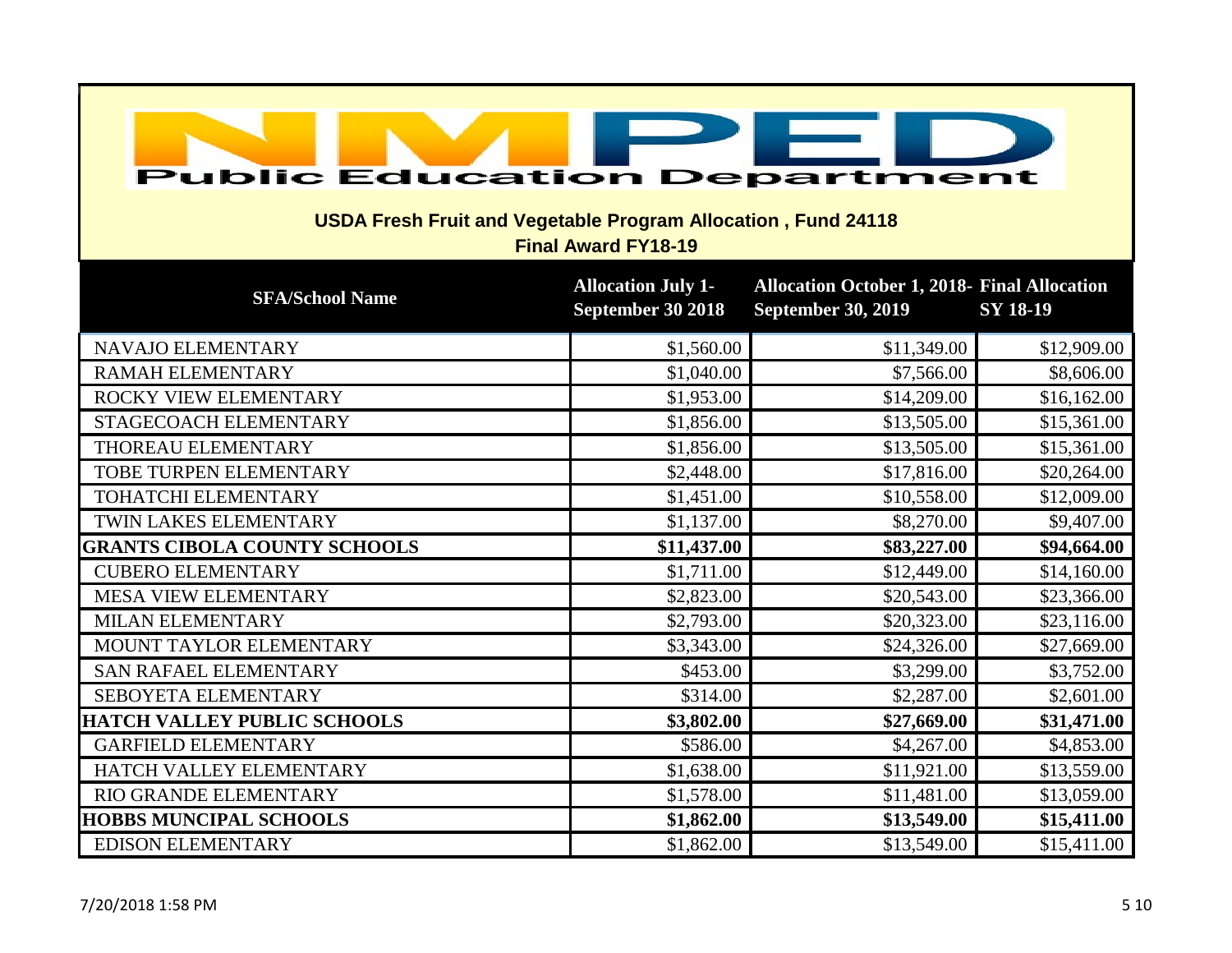**Public Education Department**

## USDA Fresh Fruit and Vegetable Program Allocation , Fund 24118

### Final Award FY18-19

| SFA/School Name | Allocation July 1-September 30 2018 | Allocation October 1, 2018-September 30, 2019 | Final Allocation SY 18-19 |
|---|---|---|---|
| NAVAJO ELEMENTARY | $1,560.00 | $11,349.00 | $12,909.00 |
| RAMAH ELEMENTARY | $1,040.00 | $7,566.00 | $8,606.00 |
| ROCKY VIEW ELEMENTARY | $1,953.00 | $14,209.00 | $16,162.00 |
| STAGECOACH ELEMENTARY | $1,856.00 | $13,505.00 | $15,361.00 |
| THOREAU ELEMENTARY | $1,856.00 | $13,505.00 | $15,361.00 |
| TOBE TURPEN ELEMENTARY | $2,448.00 | $17,816.00 | $20,264.00 |
| TOHATCHI ELEMENTARY | $1,451.00 | $10,558.00 | $12,009.00 |
| TWIN LAKES ELEMENTARY | $1,137.00 | $8,270.00 | $9,407.00 |
| **GRANTS CIBOLA COUNTY SCHOOLS** | **$11,437.00** | **$83,227.00** | **$94,664.00** |
| CUBERO ELEMENTARY | $1,711.00 | $12,449.00 | $14,160.00 |
| MESA VIEW ELEMENTARY | $2,823.00 | $20,543.00 | $23,366.00 |
| MILAN ELEMENTARY | $2,793.00 | $20,323.00 | $23,116.00 |
| MOUNT TAYLOR ELEMENTARY | $3,343.00 | $24,326.00 | $27,669.00 |
| SAN RAFAEL ELEMENTARY | $453.00 | $3,299.00 | $3,752.00 |
| SEBOYETA ELEMENTARY | $314.00 | $2,287.00 | $2,601.00 |
| **HATCH VALLEY PUBLIC SCHOOLS** | **$3,802.00** | **$27,669.00** | **$31,471.00** |
| GARFIELD ELEMENTARY | $586.00 | $4,267.00 | $4,853.00 |
| HATCH VALLEY ELEMENTARY | $1,638.00 | $11,921.00 | $13,559.00 |
| RIO GRANDE ELEMENTARY | $1,578.00 | $11,481.00 | $13,059.00 |
| **HOBBS MUNCIPAL SCHOOLS** | **$1,862.00** | **$13,549.00** | **$15,411.00** |
| EDISON ELEMENTARY | $1,862.00 | $13,549.00 | $15,411.00 |

7/20/2018 1:58 PM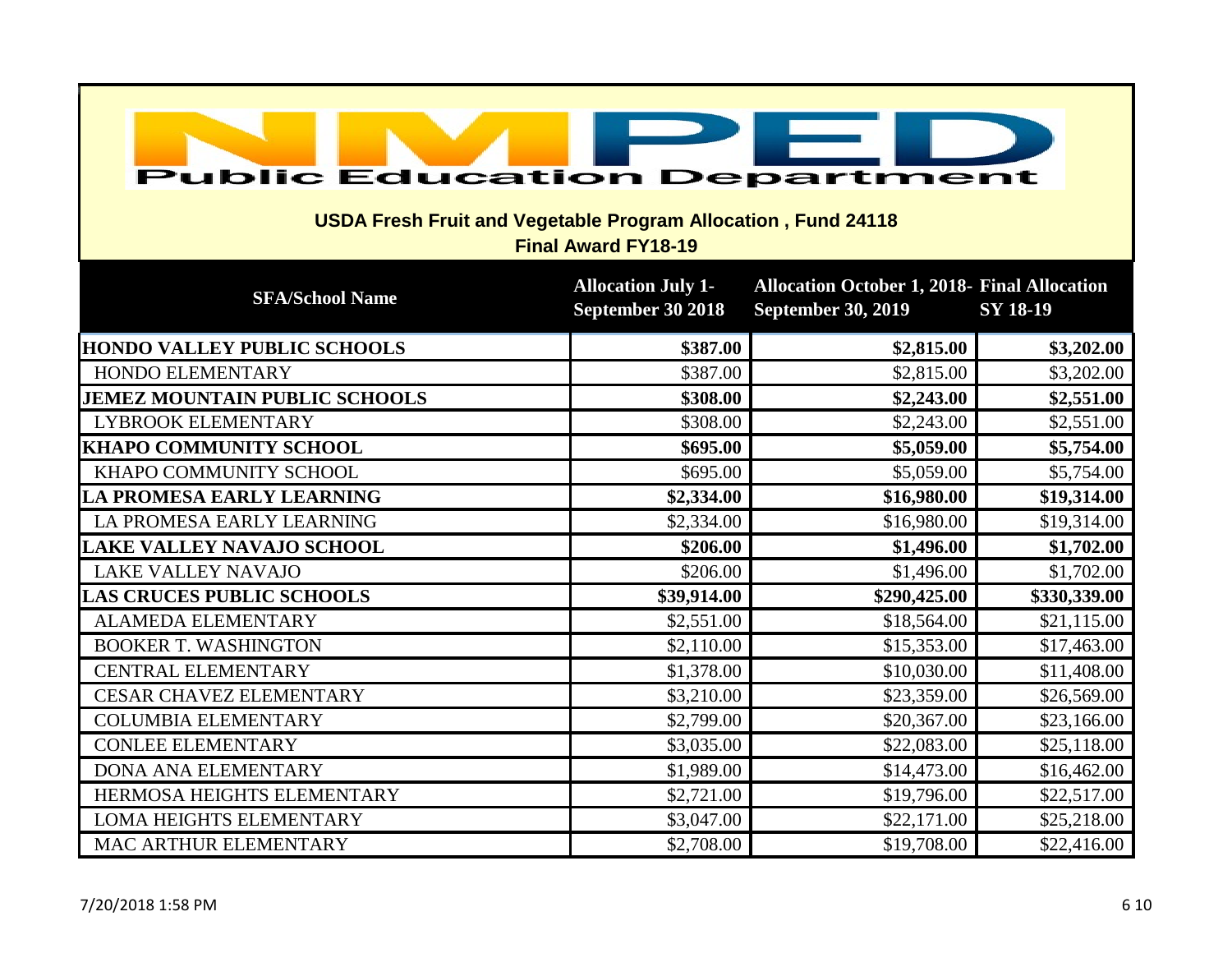# Public Education Department

## USDA Fresh Fruit and Vegetable Program Allocation , Fund 24118

### Final Award FY18-19

| SFA/School Name | Allocation July 1-September 30 2018 | Allocation October 1, 2018-September 30, 2019 | Final Allocation SY 18-19 |
|---|---|---|---|
| **HONDO VALLEY PUBLIC SCHOOLS** | **$387.00** | **$2,815.00** | **$3,202.00** |
| HONDO ELEMENTARY | $387.00 | $2,815.00 | $3,202.00 |
| **JEMEZ MOUNTAIN PUBLIC SCHOOLS** | **$308.00** | **$2,243.00** | **$2,551.00** |
| LYBROOK ELEMENTARY | $308.00 | $2,243.00 | $2,551.00 |
| **KHAPO COMMUNITY SCHOOL** | **$695.00** | **$5,059.00** | **$5,754.00** |
| KHAPO COMMUNITY SCHOOL | $695.00 | $5,059.00 | $5,754.00 |
| **LA PROMESA EARLY LEARNING** | **$2,334.00** | **$16,980.00** | **$19,314.00** |
| LA PROMESA EARLY LEARNING | $2,334.00 | $16,980.00 | $19,314.00 |
| **LAKE VALLEY NAVAJO SCHOOL** | **$206.00** | **$1,496.00** | **$1,702.00** |
| LAKE VALLEY NAVAJO | $206.00 | $1,496.00 | $1,702.00 |
| **LAS CRUCES PUBLIC SCHOOLS** | **$39,914.00** | **$290,425.00** | **$330,339.00** |
| ALAMEDA ELEMENTARY | $2,551.00 | $18,564.00 | $21,115.00 |
| BOOKER T. WASHINGTON | $2,110.00 | $15,353.00 | $17,463.00 |
| CENTRAL ELEMENTARY | $1,378.00 | $10,030.00 | $11,408.00 |
| CESAR CHAVEZ ELEMENTARY | $3,210.00 | $23,359.00 | $26,569.00 |
| COLUMBIA ELEMENTARY | $2,799.00 | $20,367.00 | $23,166.00 |
| CONLEE ELEMENTARY | $3,035.00 | $22,083.00 | $25,118.00 |
| DONA ANA ELEMENTARY | $1,989.00 | $14,473.00 | $16,462.00 |
| HERMOSA HEIGHTS ELEMENTARY | $2,721.00 | $19,796.00 | $22,517.00 |
| LOMA HEIGHTS ELEMENTARY | $3,047.00 | $22,171.00 | $25,218.00 |
| MAC ARTHUR ELEMENTARY | $2,708.00 | $19,708.00 | $22,416.00 |

7/20/2018 1:58 PM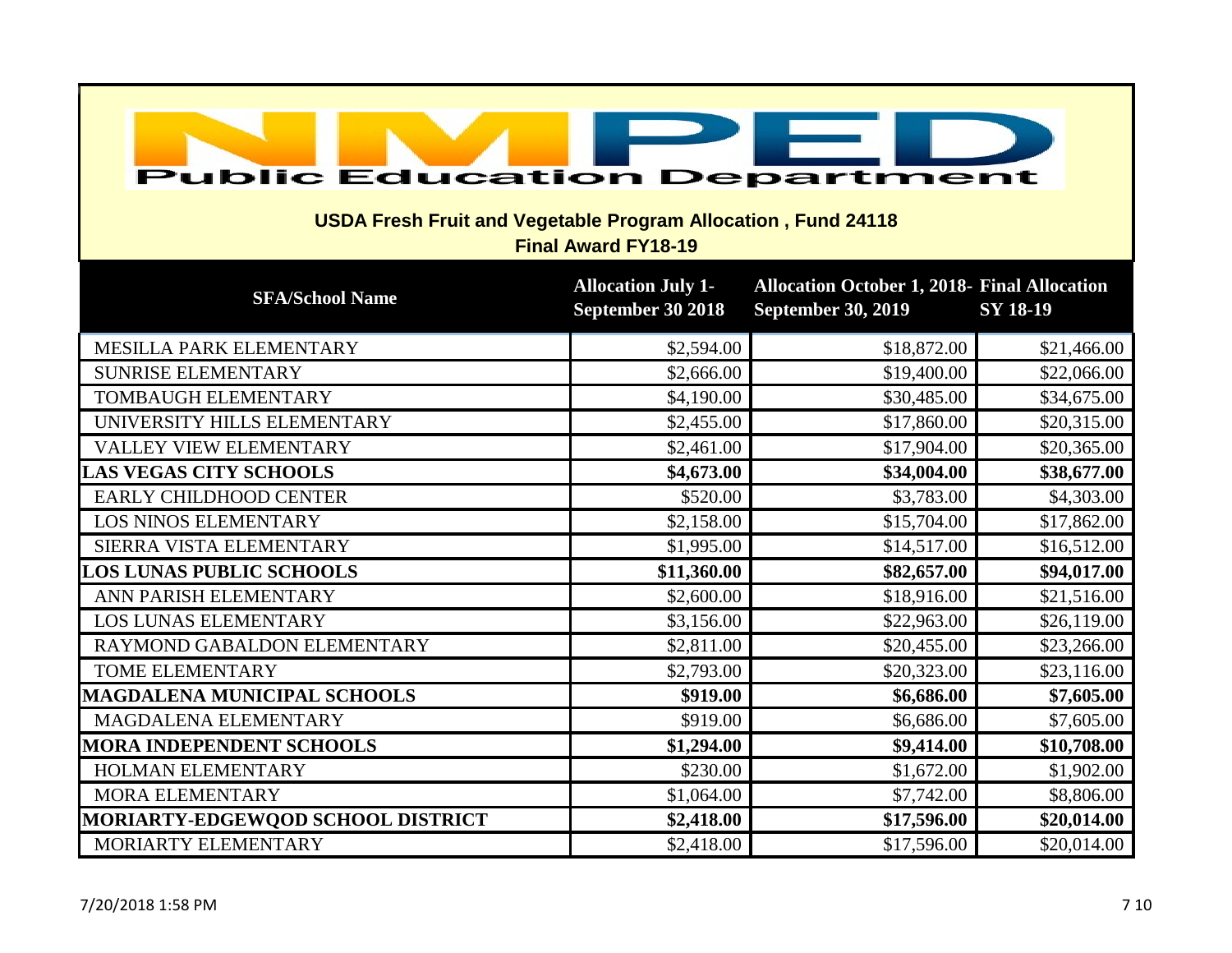# NMPED Public Education Department

## USDA Fresh Fruit and Vegetable Program Allocation , Fund 24118

### Final Award FY18-19

| SFA/School Name | Allocation July 1-September 30 2018 | Allocation October 1, 2018-September 30, 2019 | Final Allocation SY 18-19 |
|---|---|---|---|
| MESILLA PARK ELEMENTARY | $2,594.00 | $18,872.00 | $21,466.00 |
| SUNRISE ELEMENTARY | $2,666.00 | $19,400.00 | $22,066.00 |
| TOMBAUGH ELEMENTARY | $4,190.00 | $30,485.00 | $34,675.00 |
| UNIVERSITY HILLS ELEMENTARY | $2,455.00 | $17,860.00 | $20,315.00 |
| VALLEY VIEW ELEMENTARY | $2,461.00 | $17,904.00 | $20,365.00 |
| **LAS VEGAS CITY SCHOOLS** | **$4,673.00** | **$34,004.00** | **$38,677.00** |
| EARLY CHILDHOOD CENTER | $520.00 | $3,783.00 | $4,303.00 |
| LOS NINOS ELEMENTARY | $2,158.00 | $15,704.00 | $17,862.00 |
| SIERRA VISTA ELEMENTARY | $1,995.00 | $14,517.00 | $16,512.00 |
| **LOS LUNAS PUBLIC SCHOOLS** | **$11,360.00** | **$82,657.00** | **$94,017.00** |
| ANN PARISH ELEMENTARY | $2,600.00 | $18,916.00 | $21,516.00 |
| LOS LUNAS ELEMENTARY | $3,156.00 | $22,963.00 | $26,119.00 |
| RAYMOND GABALDON ELEMENTARY | $2,811.00 | $20,455.00 | $23,266.00 |
| TOME ELEMENTARY | $2,793.00 | $20,323.00 | $23,116.00 |
| **MAGDALENA MUNICIPAL SCHOOLS** | **$919.00** | **$6,686.00** | **$7,605.00** |
| MAGDALENA ELEMENTARY | $919.00 | $6,686.00 | $7,605.00 |
| **MORA INDEPENDENT SCHOOLS** | **$1,294.00** | **$9,414.00** | **$10,708.00** |
| HOLMAN ELEMENTARY | $230.00 | $1,672.00 | $1,902.00 |
| MORA ELEMENTARY | $1,064.00 | $7,742.00 | $8,806.00 |
| **MORIARTY-EDGEWQOD SCHOOL DISTRICT** | **$2,418.00** | **$17,596.00** | **$20,014.00** |
| MORIARTY ELEMENTARY | $2,418.00 | $17,596.00 | $20,014.00 |

7/20/2018 1:58 PM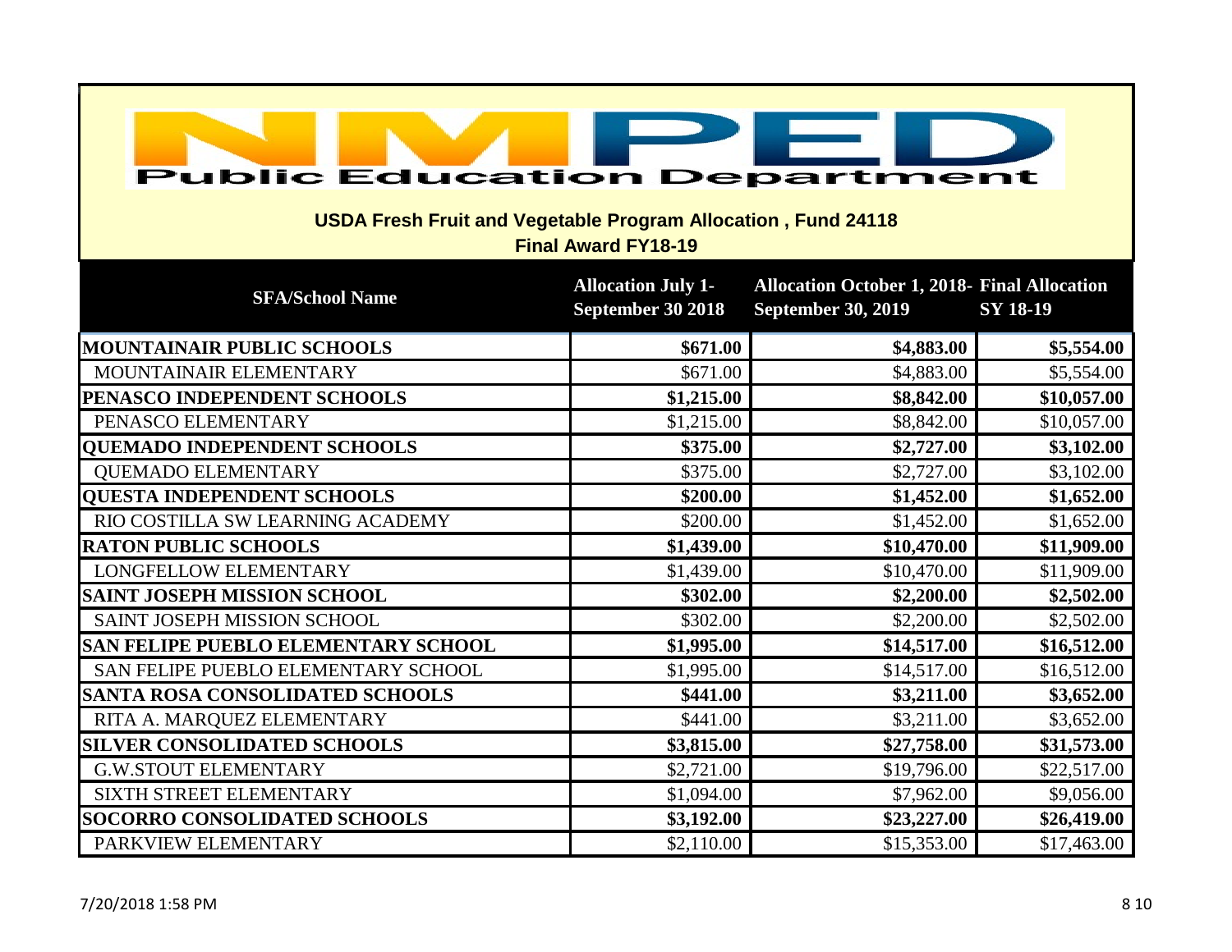Public Education Department

**USDA Fresh Fruit and Vegetable Program Allocation , Fund 24118**
**Final Award FY18-19**

| SFA/School Name | Allocation July 1-September 30 2018 | Allocation October 1, 2018- September 30, 2019 | Final Allocation SY 18-19 |
|---|---|---|---|
| **MOUNTAINAIR PUBLIC SCHOOLS** | **$671.00** | **$4,883.00** | **$5,554.00** |
| MOUNTAINAIR ELEMENTARY | $671.00 | $4,883.00 | $5,554.00 |
| **PENASCO INDEPENDENT SCHOOLS** | **$1,215.00** | **$8,842.00** | **$10,057.00** |
| PENASCO ELEMENTARY | $1,215.00 | $8,842.00 | $10,057.00 |
| **QUEMADO INDEPENDENT SCHOOLS** | **$375.00** | **$2,727.00** | **$3,102.00** |
| QUEMADO ELEMENTARY | $375.00 | $2,727.00 | $3,102.00 |
| **QUESTA INDEPENDENT SCHOOLS** | **$200.00** | **$1,452.00** | **$1,652.00** |
| RIO COSTILLA SW LEARNING ACADEMY | $200.00 | $1,452.00 | $1,652.00 |
| **RATON PUBLIC SCHOOLS** | **$1,439.00** | **$10,470.00** | **$11,909.00** |
| LONGFELLOW ELEMENTARY | $1,439.00 | $10,470.00 | $11,909.00 |
| **SAINT JOSEPH MISSION SCHOOL** | **$302.00** | **$2,200.00** | **$2,502.00** |
| SAINT JOSEPH MISSION SCHOOL | $302.00 | $2,200.00 | $2,502.00 |
| **SAN FELIPE PUEBLO ELEMENTARY SCHOOL** | **$1,995.00** | **$14,517.00** | **$16,512.00** |
| SAN FELIPE PUEBLO ELEMENTARY SCHOOL | $1,995.00 | $14,517.00 | $16,512.00 |
| **SANTA ROSA CONSOLIDATED SCHOOLS** | **$441.00** | **$3,211.00** | **$3,652.00** |
| RITA A. MARQUEZ ELEMENTARY | $441.00 | $3,211.00 | $3,652.00 |
| **SILVER CONSOLIDATED SCHOOLS** | **$3,815.00** | **$27,758.00** | **$31,573.00** |
| G.W.STOUT ELEMENTARY | $2,721.00 | $19,796.00 | $22,517.00 |
| SIXTH STREET ELEMENTARY | $1,094.00 | $7,962.00 | $9,056.00 |
| **SOCORRO CONSOLIDATED SCHOOLS** | **$3,192.00** | **$23,227.00** | **$26,419.00** |
| PARKVIEW ELEMENTARY | $2,110.00 | $15,353.00 | $17,463.00 |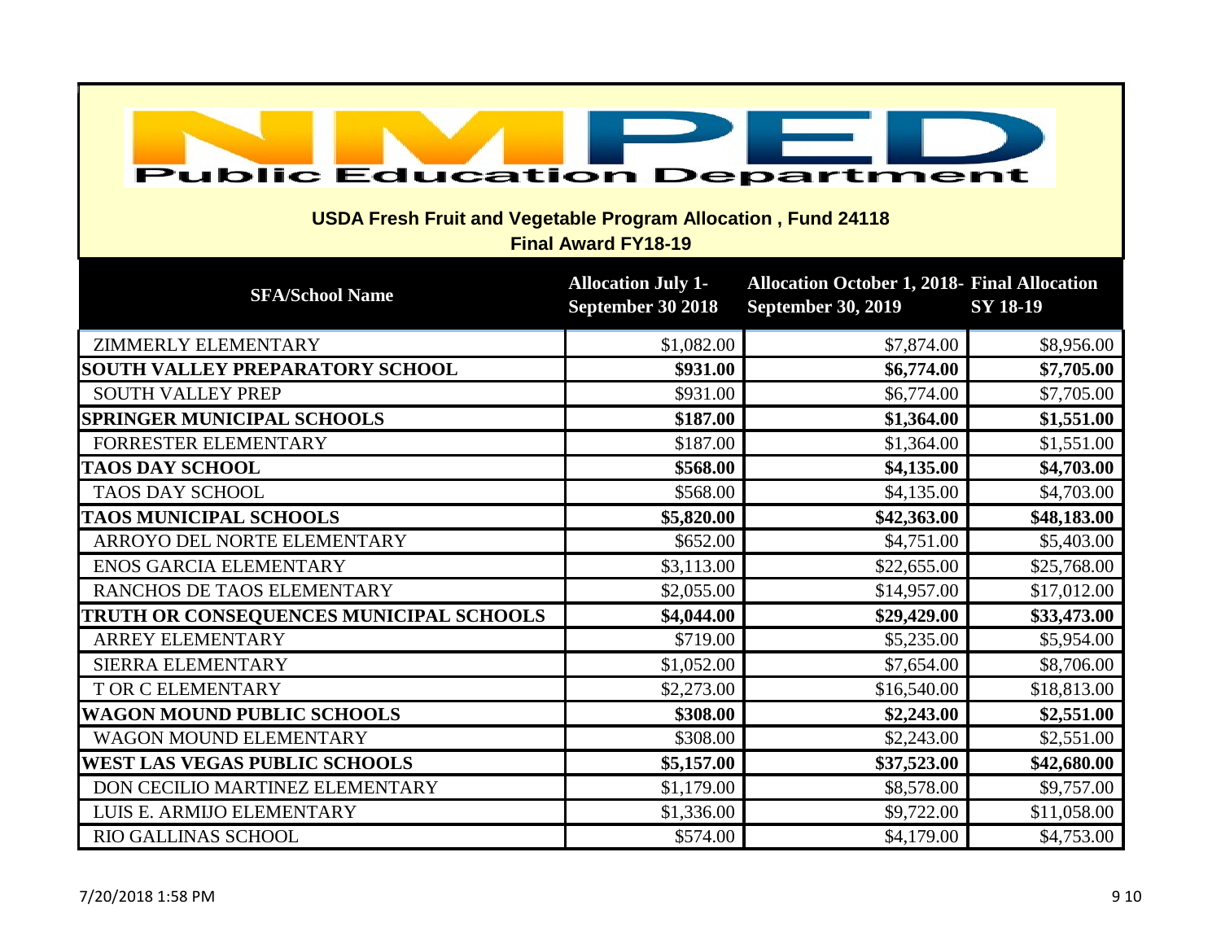# NMPED Public Education Department

## USDA Fresh Fruit and Vegetable Program Allocation , Fund 24118

### Final Award FY18-19

| SFA/School Name | Allocation July 1-September 30 2018 | Allocation October 1, 2018-September 30, 2019 | Final Allocation SY 18-19 |
|---|---|---|---|
| ZIMMERLY ELEMENTARY | $1,082.00 | $7,874.00 | $8,956.00 |
| **SOUTH VALLEY PREPARATORY SCHOOL** | **$931.00** | **$6,774.00** | **$7,705.00** |
| SOUTH VALLEY PREP | $931.00 | $6,774.00 | $7,705.00 |
| **SPRINGER MUNICIPAL SCHOOLS** | **$187.00** | **$1,364.00** | **$1,551.00** |
| FORRESTER ELEMENTARY | $187.00 | $1,364.00 | $1,551.00 |
| **TAOS DAY SCHOOL** | **$568.00** | **$4,135.00** | **$4,703.00** |
| TAOS DAY SCHOOL | $568.00 | $4,135.00 | $4,703.00 |
| **TAOS MUNICIPAL SCHOOLS** | **$5,820.00** | **$42,363.00** | **$48,183.00** |
| ARROYO DEL NORTE ELEMENTARY | $652.00 | $4,751.00 | $5,403.00 |
| ENOS GARCIA ELEMENTARY | $3,113.00 | $22,655.00 | $25,768.00 |
| RANCHOS DE TAOS ELEMENTARY | $2,055.00 | $14,957.00 | $17,012.00 |
| **TRUTH OR CONSEQUENCES MUNICIPAL SCHOOLS** | **$4,044.00** | **$29,429.00** | **$33,473.00** |
| ARREY ELEMENTARY | $719.00 | $5,235.00 | $5,954.00 |
| SIERRA ELEMENTARY | $1,052.00 | $7,654.00 | $8,706.00 |
| T OR C ELEMENTARY | $2,273.00 | $16,540.00 | $18,813.00 |
| **WAGON MOUND PUBLIC SCHOOLS** | **$308.00** | **$2,243.00** | **$2,551.00** |
| WAGON MOUND ELEMENTARY | $308.00 | $2,243.00 | $2,551.00 |
| **WEST LAS VEGAS PUBLIC SCHOOLS** | **$5,157.00** | **$37,523.00** | **$42,680.00** |
| DON CECILIO MARTINEZ ELEMENTARY | $1,179.00 | $8,578.00 | $9,757.00 |
| LUIS E. ARMIJO ELEMENTARY | $1,336.00 | $9,722.00 | $11,058.00 |
| RIO GALLINAS SCHOOL | $574.00 | $4,179.00 | $4,753.00 |

7/20/2018 1:58 PM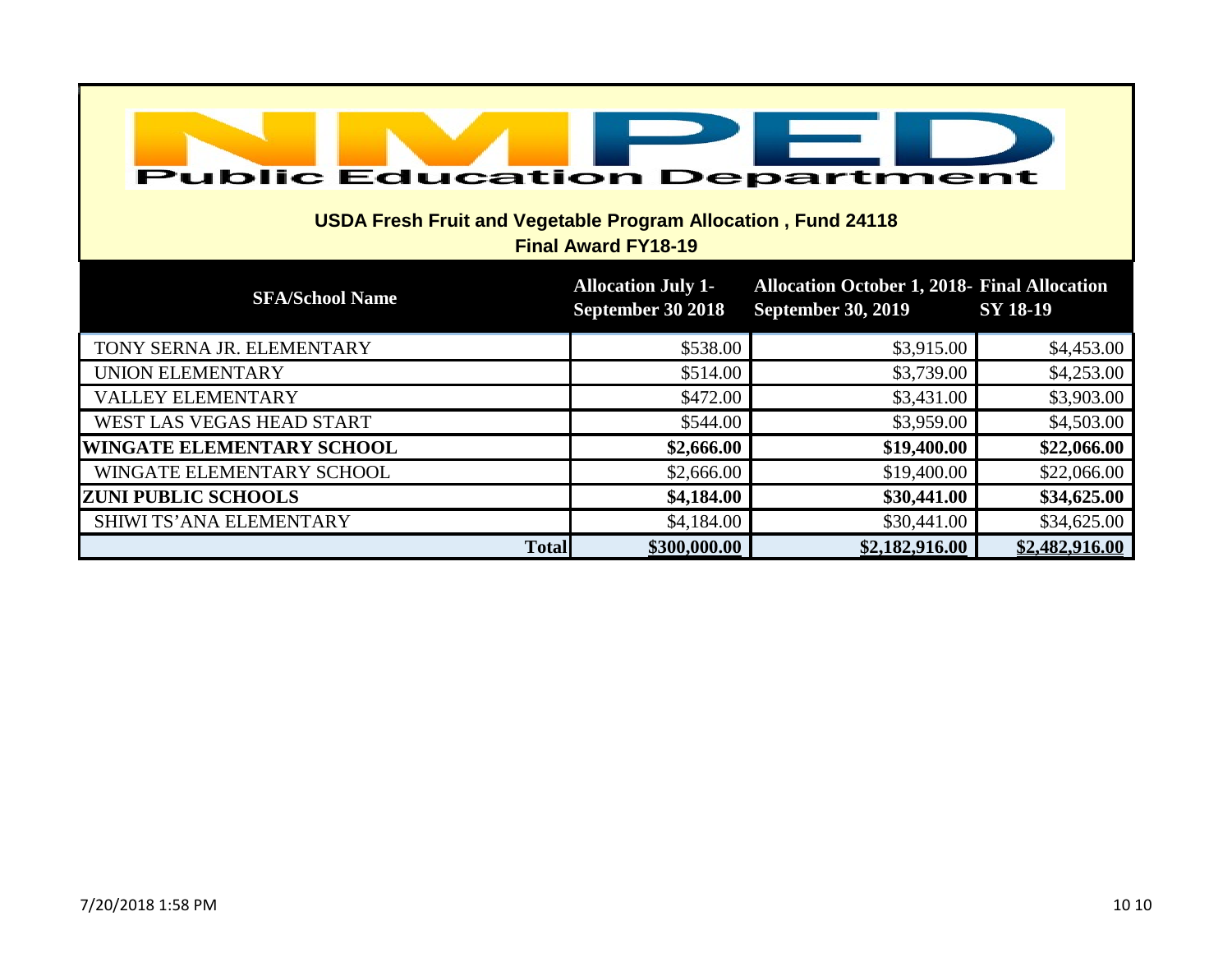Public Education Department

## USDA Fresh Fruit and Vegetable Program Allocation , Fund 24118

### Final Award FY18-19

| SFA/School Name | Allocation July 1-September 30 2018 | Allocation October 1, 2018- September 30, 2019 | Final Allocation SY 18-19 |
|---|---|---|---|
| TONY SERNA JR. ELEMENTARY | $538.00 | $3,915.00 | $4,453.00 |
| UNION ELEMENTARY | $514.00 | $3,739.00 | $4,253.00 |
| VALLEY ELEMENTARY | $472.00 | $3,431.00 | $3,903.00 |
| WEST LAS VEGAS HEAD START | $544.00 | $3,959.00 | $4,503.00 |
| **WINGATE ELEMENTARY SCHOOL** | **$2,666.00** | **$19,400.00** | **$22,066.00** |
| WINGATE ELEMENTARY SCHOOL | $2,666.00 | $19,400.00 | $22,066.00 |
| **ZUNI PUBLIC SCHOOLS** | **$4,184.00** | **$30,441.00** | **$34,625.00** |
| SHIWI TS'ANA ELEMENTARY | $4,184.00 | $30,441.00 | $34,625.00 |
| **Total** | **$300,000.00** | **$2,182,916.00** | **$2,482,916.00** |

7/20/2018 1:58 PM